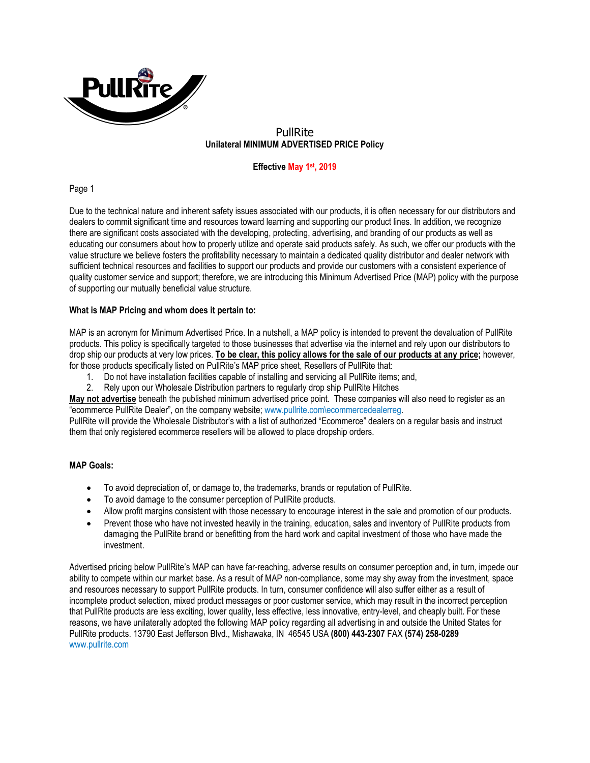# PullRite

## Unilateral MINIMUM ADVERTISED PRICE Policy

**Effective May 1st, 2019**

Page 1

Due to the technical nature and inherent safety issues associated with our products, it is often necessary for our distributors and dealers to commit significant time and resources toward learning and supporting our product lines. In addition, we recognize there are significant costs associated with the developing, protecting, advertising, and branding of our products as well as educating our consumers about how to properly utilize and operate said products safely. As such, we offer our products with the value structure we believe fosters the profitability necessary to maintain a dedicated quality distributor and dealer network with sufficient technical resources and facilities to support our products and provide our customers with a consistent experience of quality customer service and support; therefore, we are introducing this Minimum Advertised Price (MAP) policy with the purpose of supporting our mutually beneficial value structure.

**What is MAP Pricing and whom does it pertain to:**

MAP is an acronym for Minimum Advertised Price. In a nutshell, a MAP policy is intended to prevent the devaluation of PullRite products. This policy is specifically targeted to those businesses that advertise via the internet and rely upon our distributors to drop ship our products at very low prices. **To be clear, this policy allows for the sale of our products at any price;** however, for those products specifically listed on PullRite's MAP price sheet, Resellers of PullRite that:

1. Do not have installation facilities capable of installing and servicing all PullRite items; and,
2. Rely upon our Wholesale Distribution partners to regularly drop ship PullRite Hitches

**May not advertise** beneath the published minimum advertised price point. These companies will also need to register as an "ecommerce PullRite Dealer", on the company website; www.pullrite.com\ecommercedealerreg.
PullRite will provide the Wholesale Distributor's with a list of authorized "Ecommerce" dealers on a regular basis and instruct them that only registered ecommerce resellers will be allowed to place dropship orders.

**MAP Goals:**

- To avoid depreciation of, or damage to, the trademarks, brands or reputation of PullRite.
- To avoid damage to the consumer perception of PullRite products.
- Allow profit margins consistent with those necessary to encourage interest in the sale and promotion of our products.
- Prevent those who have not invested heavily in the training, education, sales and inventory of PullRite products from damaging the PullRite brand or benefitting from the hard work and capital investment of those who have made the investment.

Advertised pricing below PullRite's MAP can have far-reaching, adverse results on consumer perception and, in turn, impede our ability to compete within our market base. As a result of MAP non-compliance, some may shy away from the investment, space and resources necessary to support PullRite products. In turn, consumer confidence will also suffer either as a result of incomplete product selection, mixed product messages or poor customer service, which may result in the incorrect perception that PullRite products are less exciting, lower quality, less effective, less innovative, entry-level, and cheaply built. For these reasons, we have unilaterally adopted the following MAP policy regarding all advertising in and outside the United States for PullRite products. 13790 East Jefferson Blvd., Mishawaka, IN 46545 USA **(800) 443-2307** FAX **(574) 258-0289**
www.pullrite.com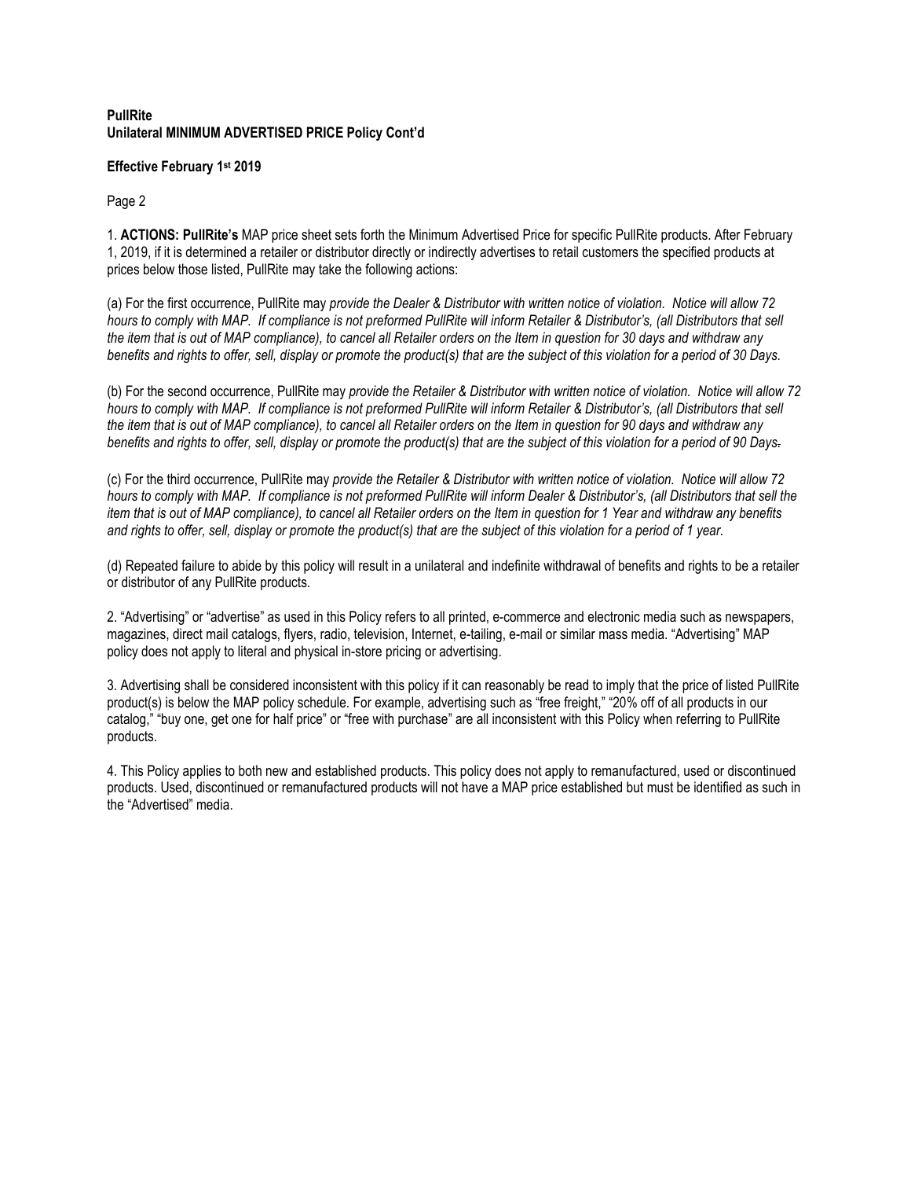**PullRite**
**Unilateral MINIMUM ADVERTISED PRICE Policy Cont'd**

**Effective February 1st 2019**

Page 2

1. **ACTIONS: PullRite's** MAP price sheet sets forth the Minimum Advertised Price for specific PullRite products. After February 1, 2019, if it is determined a retailer or distributor directly or indirectly advertises to retail customers the specified products at prices below those listed, PullRite may take the following actions:

(a) For the first occurrence, PullRite may *provide the Dealer & Distributor with written notice of violation. Notice will allow 72 hours to comply with MAP. If compliance is not preformed PullRite will inform Retailer & Distributor's, (all Distributors that sell the item that is out of MAP compliance), to cancel all Retailer orders on the Item in question for 30 days and withdraw any benefits and rights to offer, sell, display or promote the product(s) that are the subject of this violation for a period of 30 Days.*

(b) For the second occurrence, PullRite may *provide the Retailer & Distributor with written notice of violation. Notice will allow 72 hours to comply with MAP. If compliance is not preformed PullRite will inform Retailer & Distributor's, (all Distributors that sell the item that is out of MAP compliance), to cancel all Retailer orders on the Item in question for 90 days and withdraw any benefits and rights to offer, sell, display or promote the product(s) that are the subject of this violation for a period of 90 Days.*

(c) For the third occurrence, PullRite may *provide the Retailer & Distributor with written notice of violation. Notice will allow 72 hours to comply with MAP. If compliance is not preformed PullRite will inform Dealer & Distributor's, (all Distributors that sell the item that is out of MAP compliance), to cancel all Retailer orders on the Item in question for 1 Year and withdraw any benefits and rights to offer, sell, display or promote the product(s) that are the subject of this violation for a period of 1 year.*

(d) Repeated failure to abide by this policy will result in a unilateral and indefinite withdrawal of benefits and rights to be a retailer or distributor of any PullRite products.

2. "Advertising" or "advertise" as used in this Policy refers to all printed, e-commerce and electronic media such as newspapers, magazines, direct mail catalogs, flyers, radio, television, Internet, e-tailing, e-mail or similar mass media. "Advertising" MAP policy does not apply to literal and physical in-store pricing or advertising.

3. Advertising shall be considered inconsistent with this policy if it can reasonably be read to imply that the price of listed PullRite product(s) is below the MAP policy schedule. For example, advertising such as "free freight," "20% off of all products in our catalog," "buy one, get one for half price" or "free with purchase" are all inconsistent with this Policy when referring to PullRite products.

4. This Policy applies to both new and established products. This policy does not apply to remanufactured, used or discontinued products. Used, discontinued or remanufactured products will not have a MAP price established but must be identified as such in the "Advertised" media.